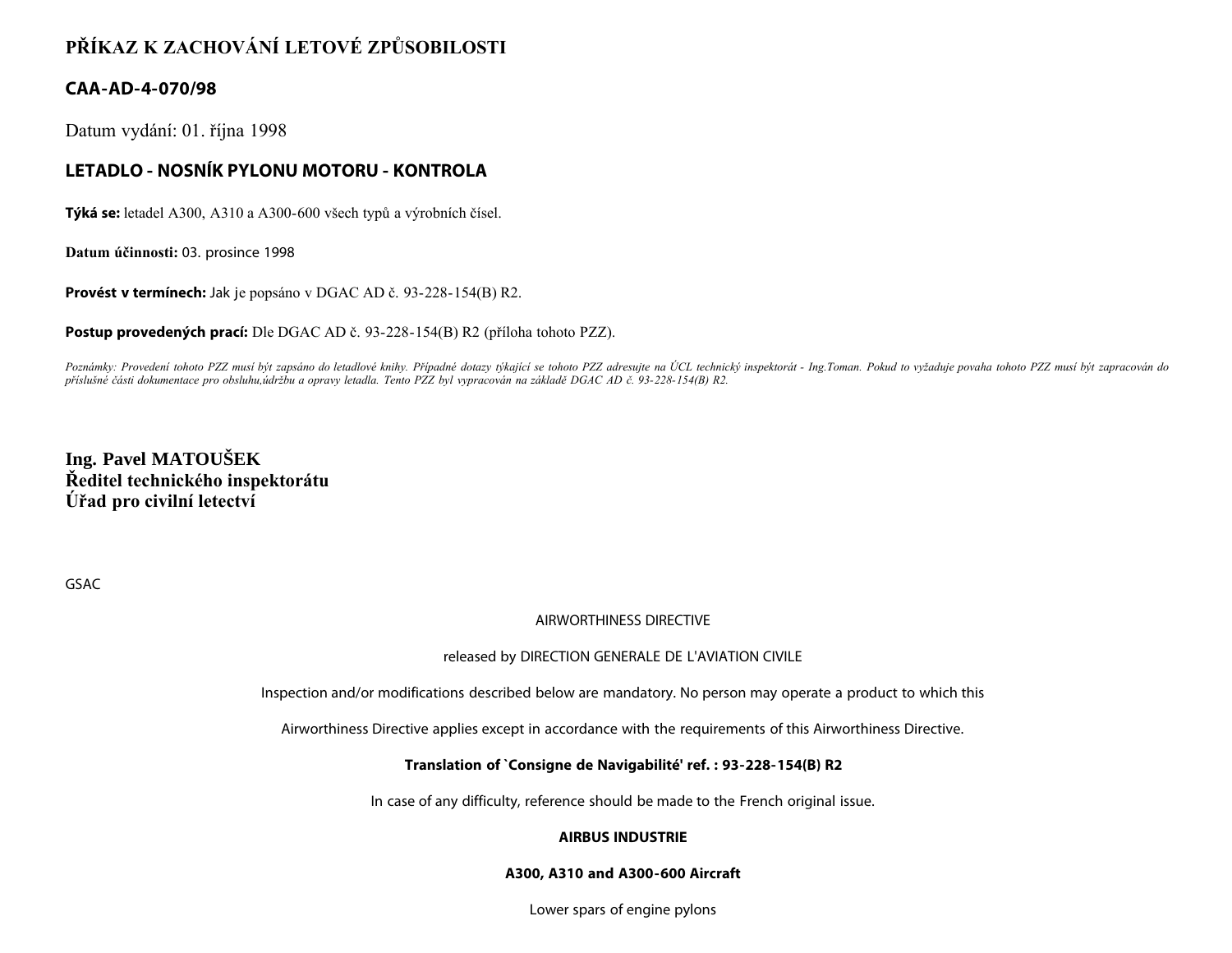# PŘÍKAZ K ZACHOVÁNÍ LETOVÉ ZPŮSOBILOSTI

## CAA-AD-4-070/98

Datum vydání: 01. října 1998

## LETADLO - NOSNÍK PYLONU MOTORU - KONTROLA

**Týká se:** letadel A300, A310 a A300-600 všech typů a výrobních čísel.

**Datum účinnosti:** 03. prosince 1998

**Provést v termínech:** Jak je popsáno v DGAC AD č. 93-228-154(B) R2.

**Postup provedených prací:** Dle DGAC AD č. 93-228-154(B) R2 (příloha tohoto PZZ).

*Poznámky: Provedení tohoto PZZ musí být zapsáno do letadlové knihy. Případné dotazy týkající se tohoto PZZ adresujte na ÚCL technický inspektorát - Ing.Toman. Pokud to vyžaduje povaha tohoto PZZ musí být zapracován do příslušné části dokumentace pro obsluhu,údržbu a opravy letadla. Tento PZZ byl vypracován na základě DGAC AD č. 93-228-154(B) R2.*

**Ing. Pavel MATOUŠEK**
**Ředitel technického inspektorátu**
**Úřad pro civilní letectví**

GSAC

AIRWORTHINESS DIRECTIVE

released by DIRECTION GENERALE DE L'AVIATION CIVILE

Inspection and/or modifications described below are mandatory. No person may operate a product to which this

Airworthiness Directive applies except in accordance with the requirements of this Airworthiness Directive.

**Translation of `Consigne de Navigabilité' ref. : 93-228-154(B) R2**

In case of any difficulty, reference should be made to the French original issue.

**AIRBUS INDUSTRIE**

**A300, A310 and A300-600 Aircraft**

Lower spars of engine pylons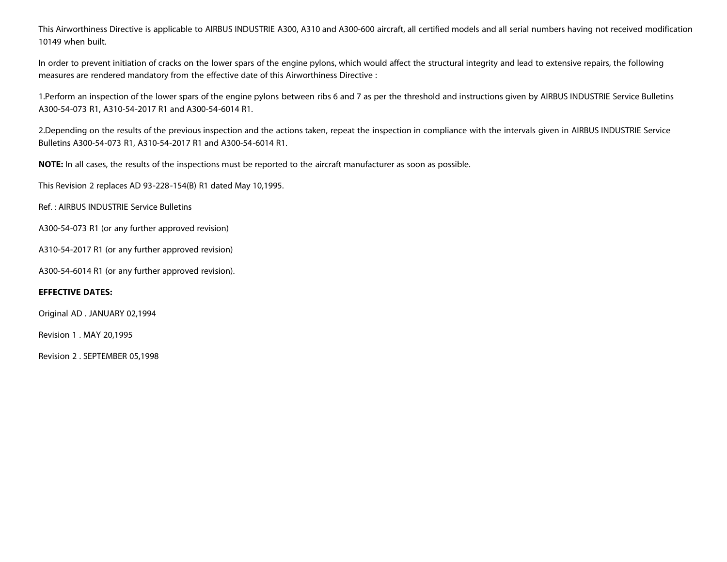This Airworthiness Directive is applicable to AIRBUS INDUSTRIE A300, A310 and A300-600 aircraft, all certified models and all serial numbers having not received modification 10149 when built.

In order to prevent initiation of cracks on the lower spars of the engine pylons, which would affect the structural integrity and lead to extensive repairs, the following measures are rendered mandatory from the effective date of this Airworthiness Directive :

1.Perform an inspection of the lower spars of the engine pylons between ribs 6 and 7 as per the threshold and instructions given by AIRBUS INDUSTRIE Service Bulletins A300-54-073 R1, A310-54-2017 R1 and A300-54-6014 R1.

2.Depending on the results of the previous inspection and the actions taken, repeat the inspection in compliance with the intervals given in AIRBUS INDUSTRIE Service Bulletins A300-54-073 R1, A310-54-2017 R1 and A300-54-6014 R1.

**NOTE:** In all cases, the results of the inspections must be reported to the aircraft manufacturer as soon as possible.

This Revision 2 replaces AD 93-228-154(B) R1 dated May 10,1995.

Ref. : AIRBUS INDUSTRIE Service Bulletins

A300-54-073 R1 (or any further approved revision)

A310-54-2017 R1 (or any further approved revision)

A300-54-6014 R1 (or any further approved revision).

**EFFECTIVE DATES:**

Original AD . JANUARY 02,1994

Revision 1 . MAY 20,1995

Revision 2 . SEPTEMBER 05,1998